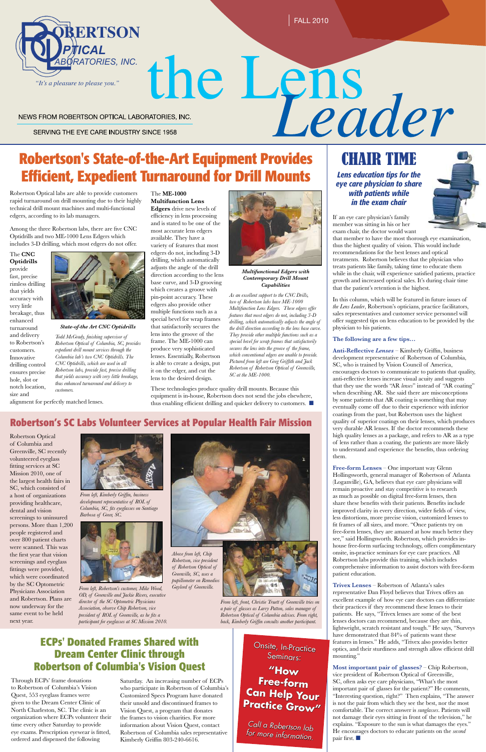# the Lens Leader

**ROBERTSON OPTICAL LABORATORIES, INC.**

*"It's a pleasure to please you."*

FALL 2010

NEWS FROM ROBERTSON OPTICAL LABORATORIES, INC.

SERVING THE EYE CARE INDUSTRY SINCE 1958

## Robertson's State-of-the-Art Equipment Provides Efficient, Expedient Turnaround for Drill Mounts

Robertson Optical labs are able to provide customers rapid turnaround on drill mounting due to their highly technical drill mount machines and multi-functional edgers, according to its lab managers.

Among the three Robertson labs, there are five CNC Optidrills and two ME-1000 Lens Edgers which includes 3-D drilling, which most edgers do not offer.

The **CNC Optidrills** provide fast, precise rimless drilling that yields accuracy with very little breakage, thus enhanced turnaround and delivery to Robertson's customers. Innovative drilling control ensures precise hole, slot or notch location, size and alignment for perfectly matched lenses.

***State-of-the-Art CNC Optidrills***

*Todd McGrady, finishing supervisor of Robertson Optical of Columbia, SC, provides expedient drill mount services through the Columbia lab's two CNC Optidrills. The CNC Optidrills, which are used in all Robertson labs, provide fast, precise drilling that yields accuracy with very little breakage, thus enhanced turnaround and delivery to customers.*

The **ME-1000 Multifunction Lens Edgers** drive new levels of efficiency in lens processing and is stated to be one of the most accurate lens edgers available. They have a variety of features that most edgers do not, including 3-D drilling, which automatically adjusts the angle of the drill direction according to the lens base curve, and 3-D grooving which creates a groove with pin-point accuracy. These edgers also provide other multiple functions such as a special bevel for wrap frames that satisfactorily secures the lens into the groove of the frame. The ME-1000 can produce very sophisticated lenses. Essentially, Robertson is able to create a design, put it on the edger, and cut the lens to the desired design.

***Multifunctional Edgers with Contemporary Drill Mount Capabilities***

*As an excellent support to the CNC Drills, two of Robertson labs have ME-1000 Multifunction Lens Edgers. These edgers offer features that most edgers do not, including 3-D drilling, which automatically adjusts the angle of the drill direction according to the lens base curve. They provide other multiple functions such as a special bevel for wrap frames that satisfactorily secures the lens into the groove of the frame, which conventional edgers are unable to provide. Pictured from left are Greg Griffith and Jack Robertson of Robertson Optical of Greenville, SC at the ME-1000.*

These technologies produce quality drill mounts. Because this equipment is in-house, Robertson does not send the jobs elsewhere, thus enabling efficient drilling and quicker delivery to customers. ■

## Robertson's SC Labs Volunteer Services at Popular Health Fair Mission

Robertson Optical of Columbia and Greenville, SC recently volunteered eyeglass fitting services at SC Mission 2010, one of the largest health fairs in SC, which consisted of a host of organizations providing healthcare, dental and vision screenings to uninsured persons. More than 1,200 people registered and over 800 patient charts were scanned. This was the first year that vision screenings and eyeglass fittings were provided, which were coordinated by the SC Optometric Physicians Association and Robertson. Plans are now underway for the same event to be held next year.

*From left, Kimberly Griffin, business development representative of ROL of Columbia, SC, fits eyeglasses on Santiago Barbosa of Greer, SC.*

*From left, Robertson's customer, Mike Wood, OD, of Greenville and Jackie Rivers, executive director of the SC Optometric Physicians Association, observe Chip Robertson, vice president of ROL of Greenville, as he fits a participant for eyeglasses at SC Mission 2010.*

*Above from left, Chip Robertson, vice president of Robertson Optical of Greenville, SC, uses a pupillometer on Remedios Gaylord of Greenville.*

*From left, front, Christie Truett of Greenville tries on a pair of glasses as Larry Patton, sales manager of Robertson Optical of Columbia advises. From right, back, Kimberly Griffin consults another participant.*

## ECPs' Donated Frames Shared with Dream Center Clinic through Robertson of Columbia's Vision Quest

Through ECPs' frame donations to Robertson of Columbia's Vision Quest, 553 eyeglass frames were given to the Dream Center Clinic of North Charleston, SC. The clinic is an organization where ECPs volunteer their time every other Saturday to provide eye exams. Prescription eyewear is fitted, ordered and dispensed the following Saturday. An increasing number of ECPs who participate in Robertson of Columbia's Customized Specs Program have donated their unsold and discontinued frames to Vision Quest, a program that donates the frames to vision charities. For more information about Vision Quest, contact Robertson of Columbia sales representative Kimberly Griffin 803-240-6616.

Onsite, In-Practice Seminars:

**"How Free-form Can Help Your Practice Grow"**

*Call a Robertson lab for more information.*

## CHAIR TIME

***Lens education tips for the eye care physician to share with patients while in the exam chair***

If an eye care physician's family member was sitting in his or her exam chair, the doctor would want that member to have the most thorough eye examination, thus the highest quality of vision. This would include recommendations for the best lenses and optical treatments. Robertson believes that the physician who treats patients like family, taking time to educate them while in the chair, will experience satisfied patients, practice growth and increased optical sales. It's during chair time that the patient's retention is the highest.

In this column, which will be featured in future issues of *the Lens Leader*, Robertson's opticians, practice facilitators, sales representatives and customer service personnel will offer suggested tips on lens education to be provided by the physician to his patients.

**The following are a few tips…**

**Anti-Reflective *Lenses*** – Kimberly Griffin, business development representative of Robertson of Columbia, SC, who is trained by Vision Council of America, encourages doctors to communicate to patients that quality, anti-reflective lenses increase visual acuity and suggests that they use the words "AR *lenses*" instead of "AR coating" when describing AR. She said there are misconceptions by some patients that AR coating is something that may eventually come off due to their experience with inferior coatings from the past, but Robertson uses the highest quality of superior coatings on their lenses, which produces very durable AR lenses. If the doctor recommends these high quality lenses as a package, and refers to AR as a type of lens rather than a coating, the patients are more likely to understand and experience the benefits, thus ordering them.

**Free-form Lenses** – One important way Glenn Hollingsworth, general manager of Robertson of Atlanta (Loganville), GA, believes that eye care physicians will remain proactive and stay competitive is to research as much as possible on digital free-form lenses, then share these benefits with their patients. Benefits include improved clarity in every direction, wider fields of view, less distortions, more precise vision, customized lenses to fit frames of all sizes, and more. "Once patients try on free-form lenses, they are amazed at how much better they see," said Hollingsworth. Robertson, which provides in-house free-form surfacing technology, offers complimentary onsite, in-practice seminars for eye care practices. All Robertson labs provide this training, which includes comprehensive information to assist doctors with free-form patient education.

**Trivex Lenses** – Robertson of Atlanta's sales representative Dan Floyd believes that Trivex offers an excellent example of how eye care doctors can differentiate their practices if they recommend these lenses to their patients. He says, "Trivex lenses are some of the best lenses doctors can recommend, because they are thin, lightweight, scratch resistant and tough." He says, "Surveys have demonstrated that 84% of patients want these features in lenses." He adds, "Trivex also provides better optics, and their sturdiness and strength allow efficient drill mounting."

**Most important pair of glasses?** – Chip Robertson, vice president of Robertson Optical of Greenville, SC, often asks eye care physicians, "What's the most important pair of glasses for the patient?" He comments, "Interesting question, right?" Then explains, "The answer is not the pair from which they see the best, nor the most comfortable. The correct answer is *sunglasses*. Patients will not damage their eyes sitting in front of the television," he explains. "Exposure to the sun is what damages the eyes." He encourages doctors to educate patients on the *second* pair first. ■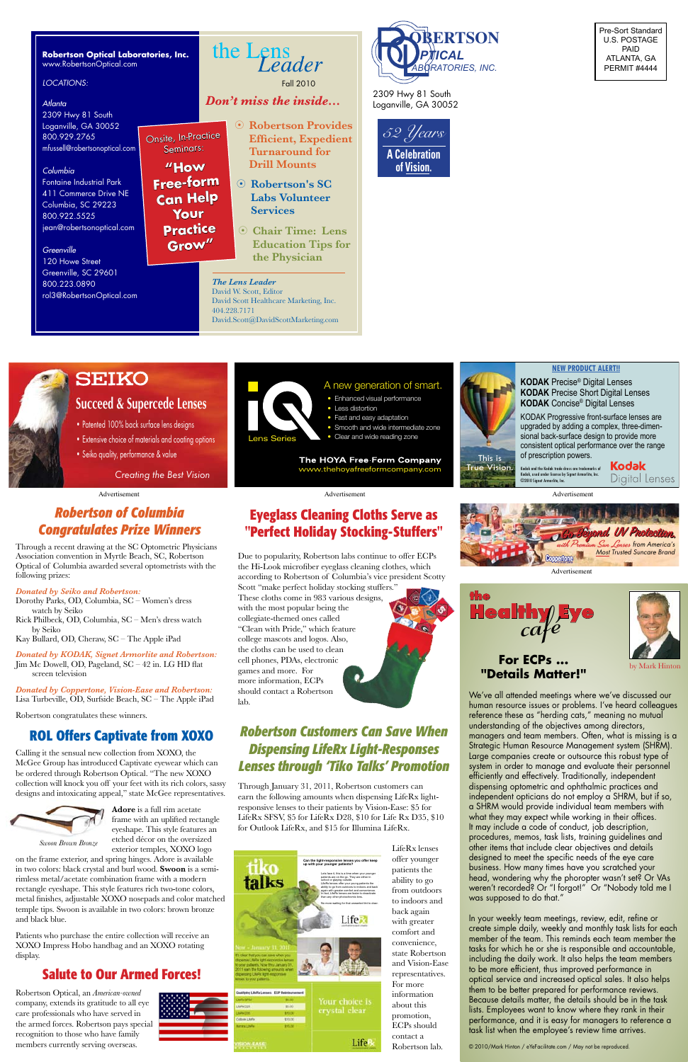**Robertson Optical Laboratories, Inc.**
www.RobertsonOptical.com

*LOCATIONS:*

*Atlanta*
2309 Hwy 81 South
Loganville, GA 30052
800.929.2765
mfussell@robertsonoptical.com

*Columbia*
Fontaine Industrial Park
411 Commerce Drive NE
Columbia, SC 29223
800.922.5525
jean@robertsonoptical.com

*Greenville*
120 Howe Street
Greenville, SC 29601
800.223.0890
rol3@RobertsonOptical.com

# the Lens Leader

Fall 2010

***Don't miss the inside...***

Onsite, In-Practice Seminars:

**"How Free-form Can Help Your Practice Grow"**

- Robertson Provides Efficient, Expedient Turnaround for Drill Mounts
- Robertson's SC Labs Volunteer Services
- Chair Time: Lens Education Tips for the Physician

*The Lens Leader*
David W. Scott, Editor
David Scott Healthcare Marketing, Inc.
404.228.7171
David.Scott@DavidScottMarketing.com

ROBERTSON OPTICAL LABORATORIES, INC.

2309 Hwy 81 South
Loganville, GA 30052

52 Years
A Celebration of Vision.

Pre-Sort Standard
U.S. POSTAGE
PAID
ATLANTA, GA
PERMIT #4444

SEIKO
Succeed & Supercede Lenses
- Patented 100% back surface lens designs
- Extensive choice of materials and coating options
- Seiko quality, performance & value

Creating the Best Vision

Advertisement

iQ Lens Series
A new generation of smart.
- Enhanced visual performance
- Less distortion
- Fast and easy adaptation
- Smooth and wide intermediate zone
- Clear and wide reading zone

The HOYA Free-Form Company
www.thehoyafreeformcompany.com

Advertisement

NEW PRODUCT ALERT!!
**KODAK** Precise® Digital Lenses
**KODAK** Precise Short Digital Lenses
**KODAK** Concise® Digital Lenses

KODAK Progressive front-surface lenses are upgraded by adding a complex, three-dimensional back-surface design to provide more consistent optical performance over the range of prescription powers.

This is True Vision.

Kodak and the Kodak trade dress are trademarks of Kodak, used under license by Signet Armorlite, Inc. ©2010 Signet Armorlite, Inc.

Kodak Digital Lenses

Advertisement

Go Beyond UV Protection. with Premium Sun Lenses from America's Most Trusted Suncare Brand
Coppertone

Advertisement

## Robertson of Columbia Congratulates Prize Winners

Through a recent drawing at the SC Optometric Physicians Association convention in Myrtle Beach, SC, Robertson Optical of Columbia awarded several optometrists with the following prizes:

*Donated by Seiko and Robertson:*
Dorothy Parks, OD, Columbia, SC – Women's dress watch by Seiko
Rick Philbeck, OD, Columbia, SC – Men's dress watch by Seiko
Kay Bullard, OD, Cheraw, SC – The Apple iPad

*Donated by KODAK, Signet Armorlite and Robertson:*
Jim Mc Dowell, OD, Pageland, SC – 42 in. LG HD flat screen television

*Donated by Coppertone, Vision-Ease and Robertson:*
Lisa Turbeville, OD, Surfside Beach, SC – The Apple iPad

Robertson congratulates these winners.

## ROL Offers Captivate from XOXO

Calling it the sensual new collection from XOXO, the McGee Group has introduced Captivate eyewear which can be ordered through Robertson Optical. "The new XOXO collection will knock you off your feet with its rich colors, sassy designs and intoxicating appeal," state McGee representatives.

*Swoon Brown Bronze*

**Adore** is a full rim acetate frame with an uplifted rectangle eyeshape. This style features an etched décor on the oversized exterior temples, XOXO logo on the frame exterior, and spring hinges. Adore is available in two colors: black crystal and burl wood. **Swoon** is a semi-rimless metal/acetate combination frame with a modern rectangle eyeshape. This style features rich two-tone colors, metal finishes, adjustable XOXO nosepads and color matched temple tips. Swoon is available in two colors: brown bronze and black blue.

Patients who purchase the entire collection will receive an XOXO Impress Hobo handbag and an XOXO rotating display.

## Salute to Our Armed Forces!

Robertson Optical, an *American-owned* company, extends its gratitude to all eye care professionals who have served in the armed forces. Robertson pays special recognition to those who have family members currently serving overseas.

## Eyeglass Cleaning Cloths Serve as "Perfect Holiday Stocking-Stuffers"

Due to popularity, Robertson labs continue to offer ECPs the Hi-Look microfiber eyeglass cleaning clothes, which according to Robertson of Columbia's vice president Scotty Scott "make perfect holiday stocking stuffers." These cloths come in 983 various designs, with the most popular being the collegiate-themed ones called "Clean with Pride," which feature college mascots and logos. Also, the cloths can be used to clean cell phones, PDAs, electronic games and more. For more information, ECPs should contact a Robertson lab.

## Robertson Customers Can Save When Dispensing LifeRx Light-Responses Lenses through 'Tiko Talks' Promotion

Through January 31, 2011, Robertson customers can earn the following amounts when dispensing LifeRx light-responsive lenses to their patients by Vision-Ease: $5 for LifeRx SFSV, $5 for LifeRx D28, $10 for Life Rx D35, $10 for Outlook LifeRx, and $15 for Illumina LifeRx.

LifeRx lenses offer younger patients the ability to go from outdoors to indoors and back again with greater comfort and convenience, state Robertson and Vision-Ease representatives. For more information about this promotion, ECPs should contact a Robertson lab.

# the Healthy Eye café

by Mark Hinton

## For ECPs ... "Details Matter!"

We've all attended meetings where we've discussed our human resource issues or problems. I've heard colleagues reference these as "herding cats," meaning no mutual understanding of the objectives among directors, managers and team members. Often, what is missing is a Strategic Human Resource Management system (SHRM). Large companies create or outsource this robust type of system in order to manage and evaluate their personnel efficiently and effectively. Traditionally, independent dispensing optometric and ophthalmic practices and independent opticians do not employ a SHRM, but if so, a SHRM would provide individual team members with what they may expect while working in their offices. It may include a code of conduct, job description, procedures, memos, task lists, training guidelines and other items that include clear objectives and details designed to meet the specific needs of the eye care business. How many times have you scratched your head, wondering why the phoropter wasn't set? Or VAs weren't recorded? Or "I forgot!" Or "Nobody told me I was supposed to do that."

In your weekly team meetings, review, edit, refine or create simple daily, weekly and monthly task lists for each member of the team. This reminds each team member the tasks for which he or she is responsible and accountable, including the daily work. It also helps the team members to be more efficient, thus improved performance in optical service and increased optical sales. It also helps them to be better prepared for performance reviews. Because details matter, the details should be in the task lists. Employees want to know where they rank in their performance, and it is easy for managers to reference a task list when the employee's review time arrives.

© 2010/Mark Hinton / eYeFacilitate.com / May not be reproduced.